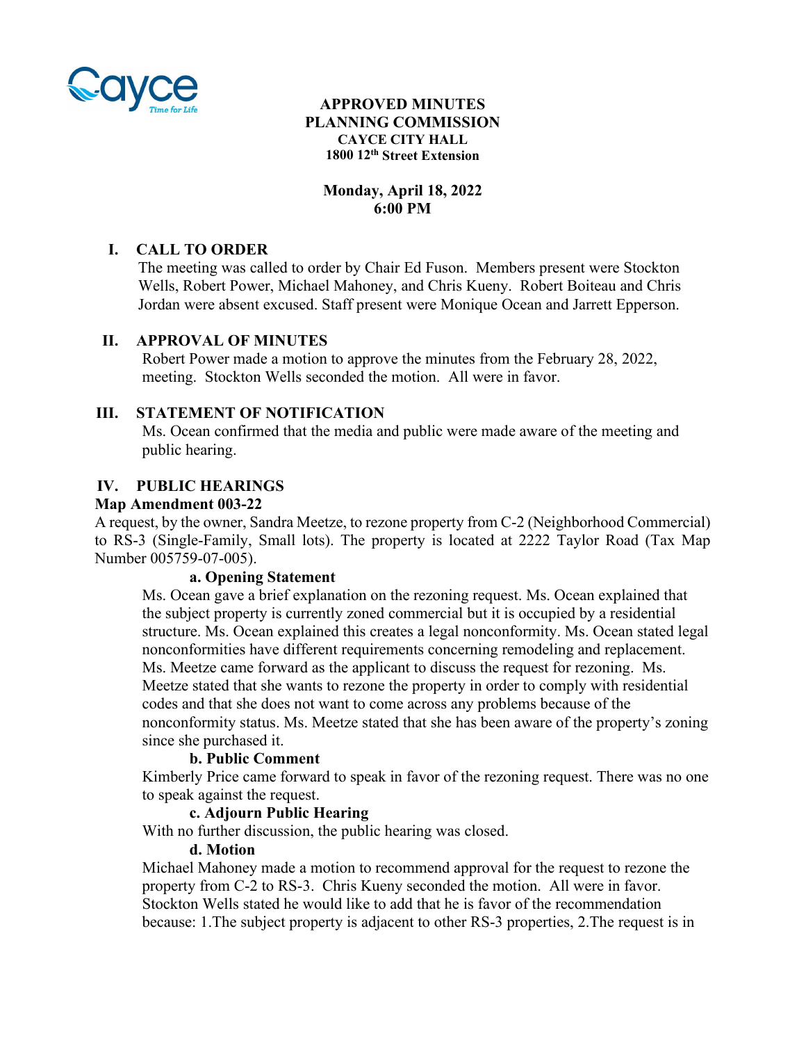**APPROVED MINUTES**
**PLANNING COMMISSION**
**CAYCE CITY HALL**
**1800 12th Street Extension**

**Monday, April 18, 2022**
**6:00 PM**

## I. CALL TO ORDER

The meeting was called to order by Chair Ed Fuson. Members present were Stockton Wells, Robert Power, Michael Mahoney, and Chris Kueny. Robert Boiteau and Chris Jordan were absent excused. Staff present were Monique Ocean and Jarrett Epperson.

## II. APPROVAL OF MINUTES

Robert Power made a motion to approve the minutes from the February 28, 2022, meeting. Stockton Wells seconded the motion. All were in favor.

## III. STATEMENT OF NOTIFICATION

Ms. Ocean confirmed that the media and public were made aware of the meeting and public hearing.

## IV. PUBLIC HEARINGS

**Map Amendment 003-22**

A request, by the owner, Sandra Meetze, to rezone property from C-2 (Neighborhood Commercial) to RS-3 (Single-Family, Small lots). The property is located at 2222 Taylor Road (Tax Map Number 005759-07-005).

**a. Opening Statement**

Ms. Ocean gave a brief explanation on the rezoning request. Ms. Ocean explained that the subject property is currently zoned commercial but it is occupied by a residential structure. Ms. Ocean explained this creates a legal nonconformity. Ms. Ocean stated legal nonconformities have different requirements concerning remodeling and replacement. Ms. Meetze came forward as the applicant to discuss the request for rezoning. Ms. Meetze stated that she wants to rezone the property in order to comply with residential codes and that she does not want to come across any problems because of the nonconformity status. Ms. Meetze stated that she has been aware of the property's zoning since she purchased it.

**b. Public Comment**

Kimberly Price came forward to speak in favor of the rezoning request. There was no one to speak against the request.

**c. Adjourn Public Hearing**

With no further discussion, the public hearing was closed.

**d. Motion**

Michael Mahoney made a motion to recommend approval for the request to rezone the property from C-2 to RS-3. Chris Kueny seconded the motion. All were in favor. Stockton Wells stated he would like to add that he is favor of the recommendation because: 1.The subject property is adjacent to other RS-3 properties, 2.The request is in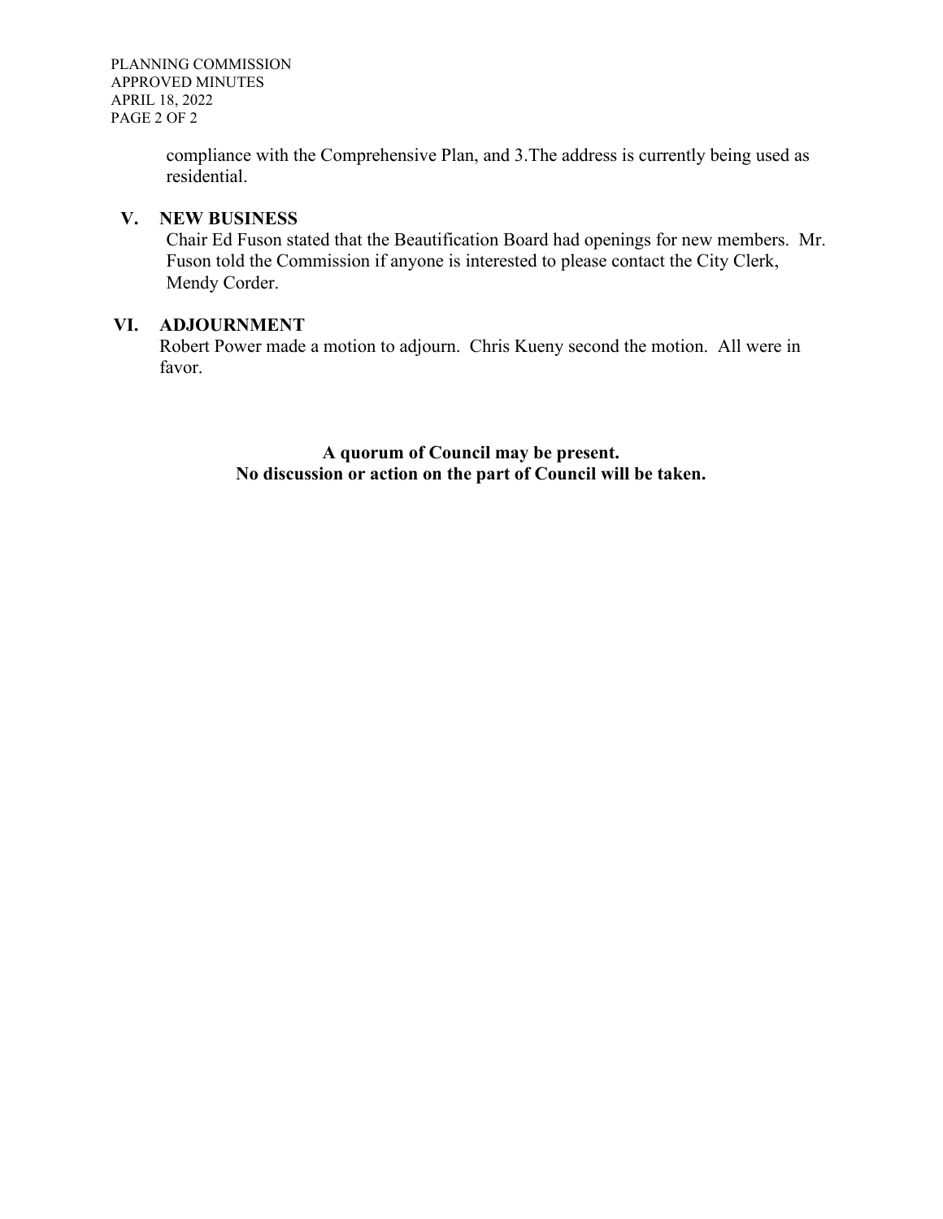compliance with the Comprehensive Plan, and 3.The address is currently being used as residential.

## V. NEW BUSINESS

Chair Ed Fuson stated that the Beautification Board had openings for new members. Mr. Fuson told the Commission if anyone is interested to please contact the City Clerk, Mendy Corder.

## VI. ADJOURNMENT

Robert Power made a motion to adjourn. Chris Kueny second the motion. All were in favor.

**A quorum of Council may be present.**
**No discussion or action on the part of Council will be taken.**